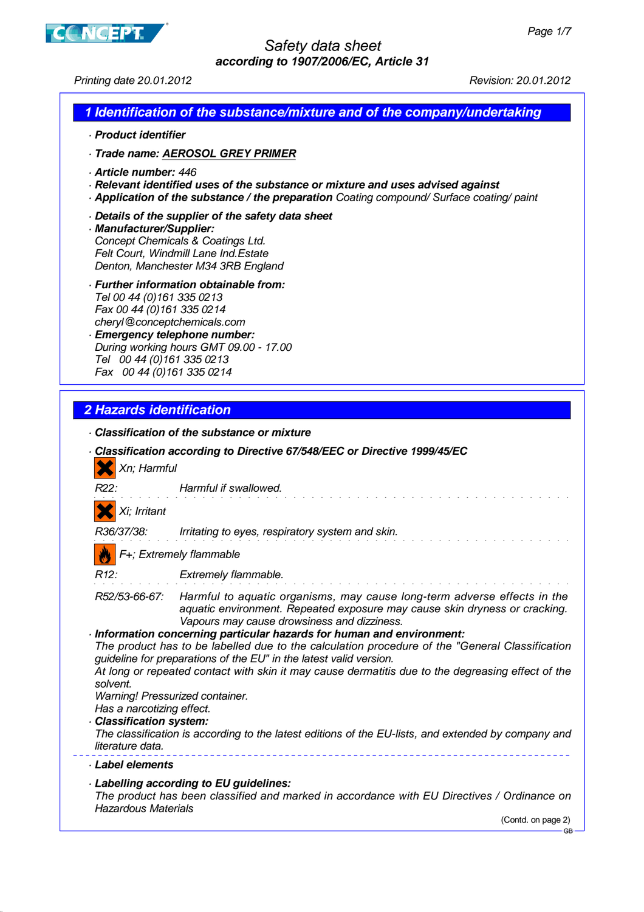# Safety data sheet
**according to 1907/2006/EC, Article 31**

Printing date 20.01.2012 Revision: 20.01.2012

## 1 Identification of the substance/mixture and of the company/undertaking

· **Product identifier**

· **Trade name: AEROSOL GREY PRIMER**

· **Article number:** 446
· **Relevant identified uses of the substance or mixture and uses advised against**
· **Application of the substance / the preparation** Coating compound/ Surface coating/ paint

· **Details of the supplier of the safety data sheet**
· **Manufacturer/Supplier:**
Concept Chemicals & Coatings Ltd.
Felt Court, Windmill Lane Ind.Estate
Denton, Manchester M34 3RB England

· **Further information obtainable from:**
Tel 00 44 (0)161 335 0213
Fax 00 44 (0)161 335 0214
cheryl@conceptchemicals.com
· **Emergency telephone number:**
During working hours GMT 09.00 - 17.00
Tel 00 44 (0)161 335 0213
Fax 00 44 (0)161 335 0214

## 2 Hazards identification

· **Classification of the substance or mixture**

· **Classification according to Directive 67/548/EEC or Directive 1999/45/EC**

Xn; Harmful

R22: Harmful if swallowed.

Xi; Irritant

R36/37/38: Irritating to eyes, respiratory system and skin.

F+; Extremely flammable

R12: Extremely flammable.

R52/53-66-67: Harmful to aquatic organisms, may cause long-term adverse effects in the aquatic environment. Repeated exposure may cause skin dryness or cracking. Vapours may cause drowsiness and dizziness.

· **Information concerning particular hazards for human and environment:**
The product has to be labelled due to the calculation procedure of the "General Classification guideline for preparations of the EU" in the latest valid version.
At long or repeated contact with skin it may cause dermatitis due to the degreasing effect of the solvent.
Warning! Pressurized container.
Has a narcotizing effect.
· **Classification system:**
The classification is according to the latest editions of the EU-lists, and extended by company and literature data.

· **Label elements**

· **Labelling according to EU guidelines:**
The product has been classified and marked in accordance with EU Directives / Ordinance on Hazardous Materials

(Contd. on page 2)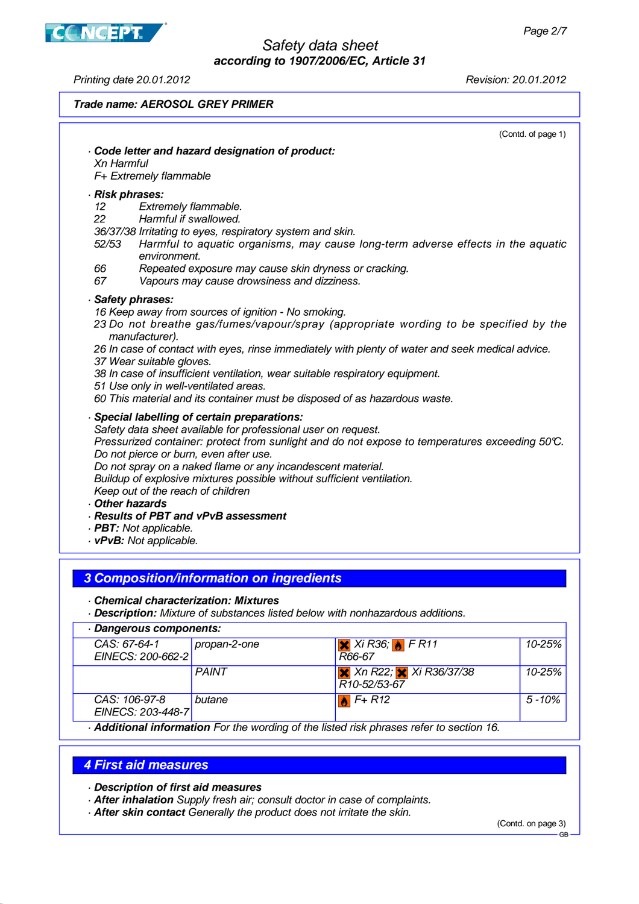Trade name: **AEROSOL GREY PRIMER**

(Contd. of page 1)

· **Code letter and hazard designation of product:**
Xn Harmful
F+ Extremely flammable

· **Risk phrases:**
12 Extremely flammable.
22 Harmful if swallowed.
36/37/38 Irritating to eyes, respiratory system and skin.
52/53 Harmful to aquatic organisms, may cause long-term adverse effects in the aquatic environment.
66 Repeated exposure may cause skin dryness or cracking.
67 Vapours may cause drowsiness and dizziness.

· **Safety phrases:**
16 Keep away from sources of ignition - No smoking.
23 Do not breathe gas/fumes/vapour/spray (appropriate wording to be specified by the manufacturer).
26 In case of contact with eyes, rinse immediately with plenty of water and seek medical advice.
37 Wear suitable gloves.
38 In case of insufficient ventilation, wear suitable respiratory equipment.
51 Use only in well-ventilated areas.
60 This material and its container must be disposed of as hazardous waste.

· **Special labelling of certain preparations:**
Safety data sheet available for professional user on request.
Pressurized container: protect from sunlight and do not expose to temperatures exceeding 50°C.
Do not pierce or burn, even after use.
Do not spray on a naked flame or any incandescent material.
Buildup of explosive mixtures possible without sufficient ventilation.
Keep out of the reach of children

· **Other hazards**
· **Results of PBT and vPvB assessment**
· **PBT:** Not applicable.
· **vPvB:** Not applicable.

## 3 Composition/information on ingredients

· **Chemical characterization: Mixtures**
· **Description:** Mixture of substances listed below with nonhazardous additions.

· **Dangerous components:**

| | | | |
|---|---|---|---|
| CAS: 67-64-1<br>EINECS: 200-662-2 | propan-2-one | Xi R36; F R11<br>R66-67 | 10-25% |
| | PAINT | Xn R22; Xi R36/37/38<br>R10-52/53-67 | 10-25% |
| CAS: 106-97-8<br>EINECS: 203-448-7 | butane | F+ R12 | 5 -10% |

· **Additional information** For the wording of the listed risk phrases refer to section 16.

## 4 First aid measures

· **Description of first aid measures**
· **After inhalation** Supply fresh air; consult doctor in case of complaints.
· **After skin contact** Generally the product does not irritate the skin.

(Contd. on page 3)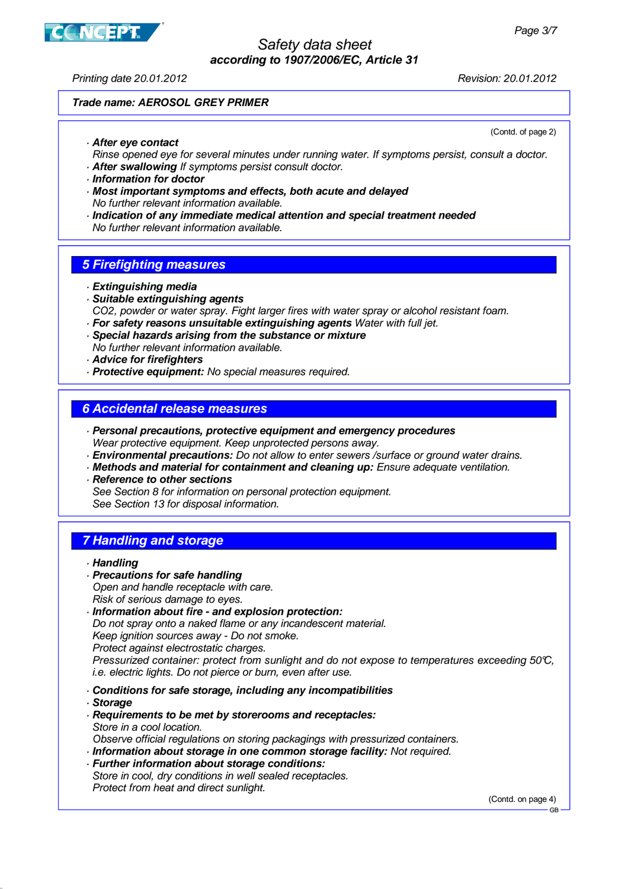Safety data sheet
according to 1907/2006/EC, Article 31

Printing date 20.01.2012 Revision: 20.01.2012

**Trade name: AEROSOL GREY PRIMER**

(Contd. of page 2)

· ***After eye contact***
Rinse opened eye for several minutes under running water. If symptoms persist, consult a doctor.
· ***After swallowing*** If symptoms persist consult doctor.
· ***Information for doctor***
· ***Most important symptoms and effects, both acute and delayed***
No further relevant information available.
· ***Indication of any immediate medical attention and special treatment needed***
No further relevant information available.

## 5 Firefighting measures

· ***Extinguishing media***
· ***Suitable extinguishing agents***
$CO_2$, powder or water spray. Fight larger fires with water spray or alcohol resistant foam.
· ***For safety reasons unsuitable extinguishing agents*** Water with full jet.
· ***Special hazards arising from the substance or mixture***
No further relevant information available.
· ***Advice for firefighters***
· ***Protective equipment:*** No special measures required.

## 6 Accidental release measures

· ***Personal precautions, protective equipment and emergency procedures***
Wear protective equipment. Keep unprotected persons away.
· ***Environmental precautions:*** Do not allow to enter sewers /surface or ground water drains.
· ***Methods and material for containment and cleaning up:*** Ensure adequate ventilation.
· ***Reference to other sections***
See Section 8 for information on personal protection equipment.
See Section 13 for disposal information.

## 7 Handling and storage

· ***Handling***
· ***Precautions for safe handling***
Open and handle receptacle with care.
Risk of serious damage to eyes.
· ***Information about fire - and explosion protection:***
Do not spray onto a naked flame or any incandescent material.
Keep ignition sources away - Do not smoke.
Protect against electrostatic charges.
Pressurized container: protect from sunlight and do not expose to temperatures exceeding 50℃, i.e. electric lights. Do not pierce or burn, even after use.

· ***Conditions for safe storage, including any incompatibilities***
· ***Storage***
· ***Requirements to be met by storerooms and receptacles:***
Store in a cool location.
Observe official regulations on storing packagings with pressurized containers.
· ***Information about storage in one common storage facility:*** Not required.
· ***Further information about storage conditions:***
Store in cool, dry conditions in well sealed receptacles.
Protect from heat and direct sunlight.

(Contd. on page 4)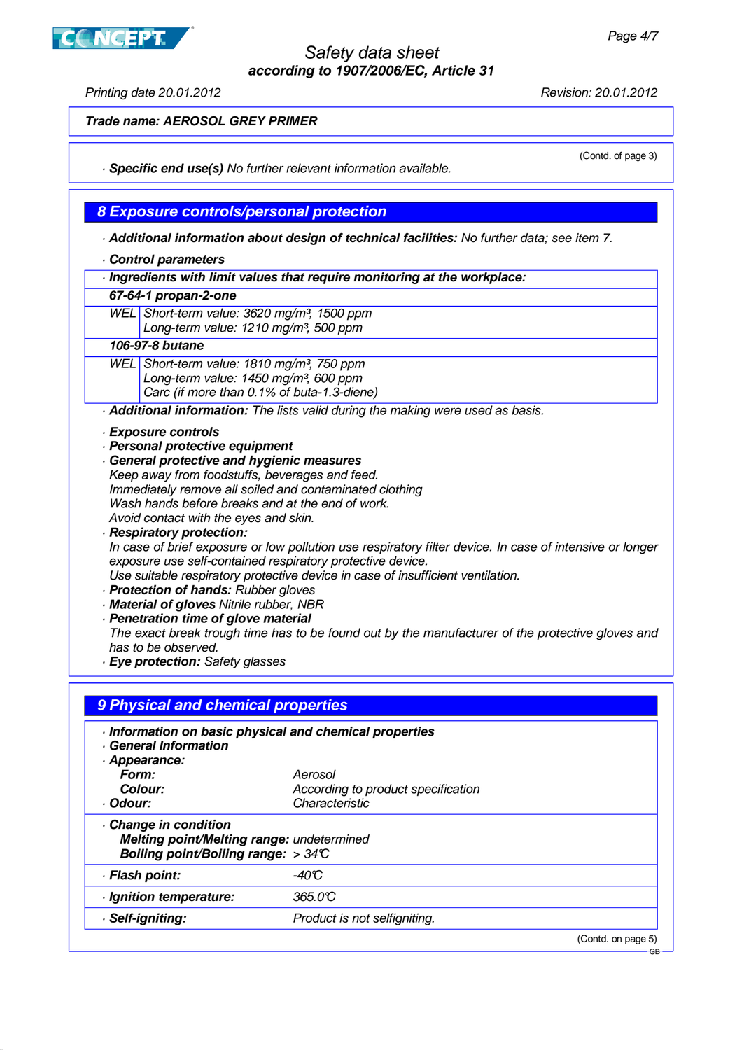**Safety data sheet**
**according to 1907/2006/EC, Article 31**

Printing date 20.01.2012 Revision: 20.01.2012

**Trade name: AEROSOL GREY PRIMER**

(Contd. of page 3)

· **Specific end use(s)** No further relevant information available.

## 8 Exposure controls/personal protection

· **Additional information about design of technical facilities:** No further data; see item 7.

· **Control parameters**

| · **Ingredients with limit values that require monitoring at the workplace:** | |
|---|---|
| **67-64-1 propan-2-one** | |
| WEL | Short-term value: 3620 mg/m³, 1500 ppm<br>Long-term value: 1210 mg/m³, 500 ppm |
| **106-97-8 butane** | |
| WEL | Short-term value: 1810 mg/m³, 750 ppm<br>Long-term value: 1450 mg/m³, 600 ppm<br>Carc (if more than 0.1% of buta-1.3-diene) |

· **Additional information:** The lists valid during the making were used as basis.

· **Exposure controls**
· **Personal protective equipment**
· **General protective and hygienic measures**
Keep away from foodstuffs, beverages and feed.
Immediately remove all soiled and contaminated clothing
Wash hands before breaks and at the end of work.
Avoid contact with the eyes and skin.
· **Respiratory protection:**
In case of brief exposure or low pollution use respiratory filter device. In case of intensive or longer exposure use self-contained respiratory protective device.
Use suitable respiratory protective device in case of insufficient ventilation.
· **Protection of hands:** Rubber gloves
· **Material of gloves** Nitrile rubber, NBR
· **Penetration time of glove material**
The exact break trough time has to be found out by the manufacturer of the protective gloves and has to be observed.
· **Eye protection:** Safety glasses

## 9 Physical and chemical properties

· **Information on basic physical and chemical properties**
· **General Information**
· **Appearance:**

| | |
|---|---|
| **Form:** | Aerosol |
| **Colour:** | According to product specification |
| · **Odour:** | Characteristic |
| · **Change in condition** | |
| **Melting point/Melting range:** | undetermined |
| **Boiling point/Boiling range:** | > 34°C |
| · **Flash point:** | -40°C |
| · **Ignition temperature:** | 365.0°C |
| · **Self-igniting:** | Product is not selfigniting. |

(Contd. on page 5)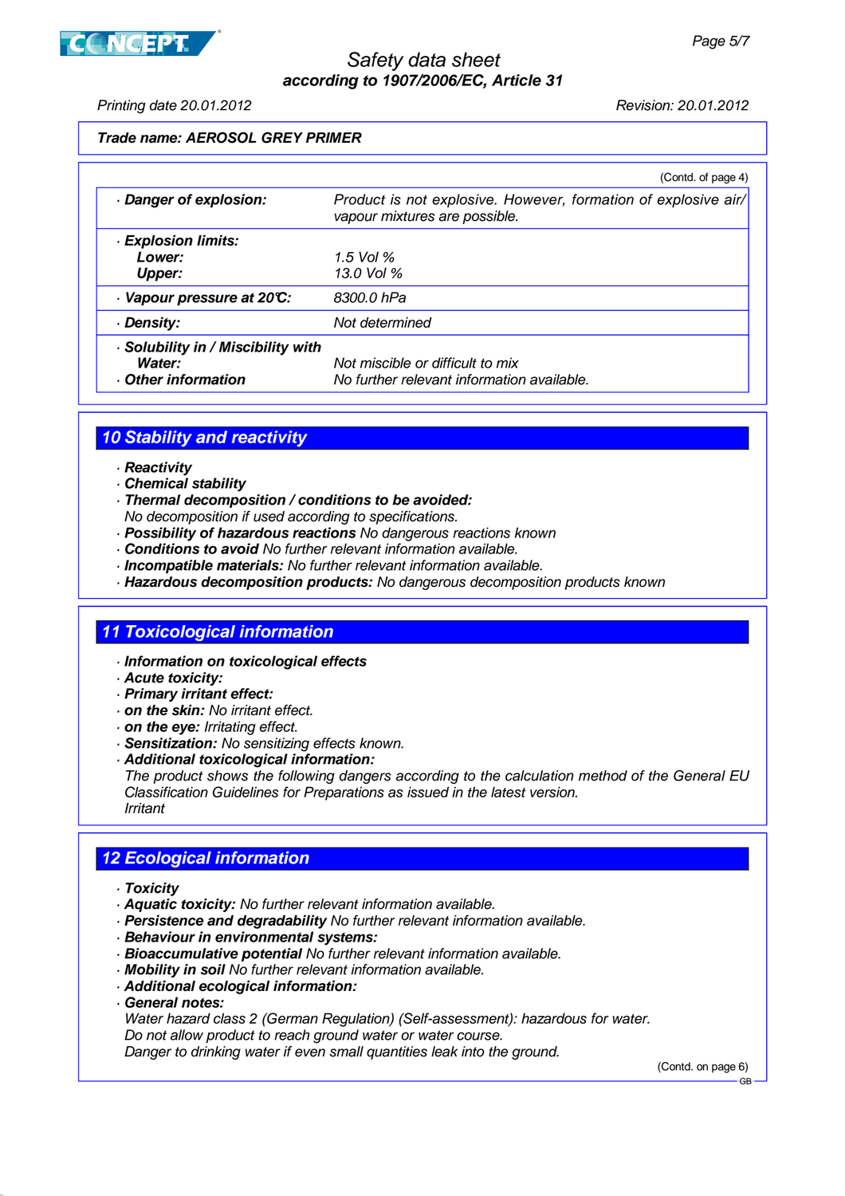Safety data sheet
according to 1907/2006/EC, Article 31

Printing date 20.01.2012 | Revision: 20.01.2012

**Trade name: AEROSOL GREY PRIMER**

(Contd. of page 4)

| | |
|---|---|
| · **Danger of explosion:** | Product is not explosive. However, formation of explosive air/vapour mixtures are possible. |
| · **Explosion limits:** | |
| **Lower:** | 1.5 Vol % |
| **Upper:** | 13.0 Vol % |
| · **Vapour pressure at 20°C:** | 8300.0 hPa |
| · **Density:** | Not determined |
| · **Solubility in / Miscibility with** | |
| **Water:** | Not miscible or difficult to mix |
| · **Other information** | No further relevant information available. |

## 10 Stability and reactivity

- **Reactivity**
- **Chemical stability**
- **Thermal decomposition / conditions to be avoided:**
  No decomposition if used according to specifications.
- **Possibility of hazardous reactions** No dangerous reactions known
- **Conditions to avoid** No further relevant information available.
- **Incompatible materials:** No further relevant information available.
- **Hazardous decomposition products:** No dangerous decomposition products known

## 11 Toxicological information

- **Information on toxicological effects**
- **Acute toxicity:**
- **Primary irritant effect:**
- **on the skin:** No irritant effect.
- **on the eye:** Irritating effect.
- **Sensitization:** No sensitizing effects known.
- **Additional toxicological information:**
  The product shows the following dangers according to the calculation method of the General EU Classification Guidelines for Preparations as issued in the latest version.
  Irritant

## 12 Ecological information

- **Toxicity**
- **Aquatic toxicity:** No further relevant information available.
- **Persistence and degradability** No further relevant information available.
- **Behaviour in environmental systems:**
- **Bioaccumulative potential** No further relevant information available.
- **Mobility in soil** No further relevant information available.
- **Additional ecological information:**
- **General notes:**
  Water hazard class 2 (German Regulation) (Self-assessment): hazardous for water.
  Do not allow product to reach ground water or water course.
  Danger to drinking water if even small quantities leak into the ground.

(Contd. on page 6)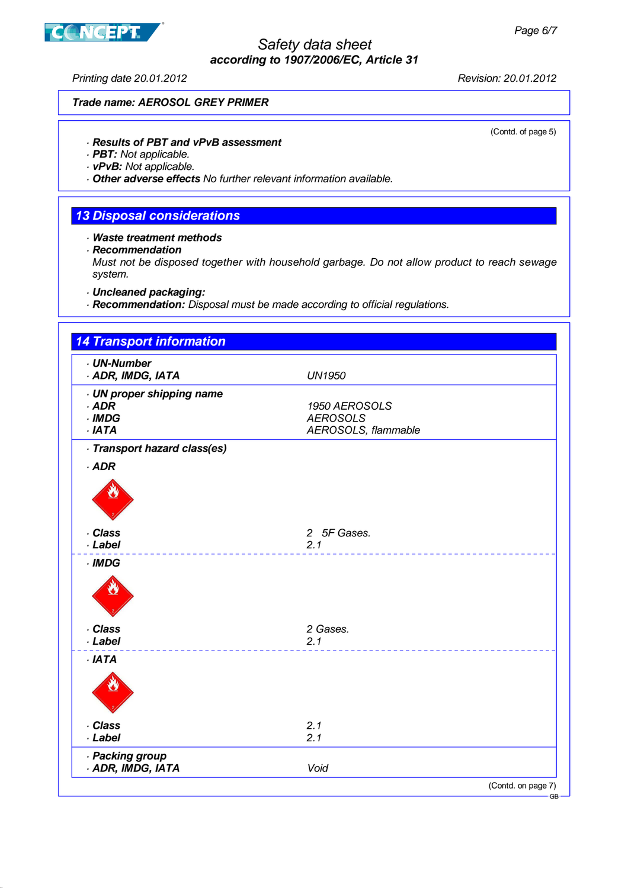**Trade name: AEROSOL GREY PRIMER**

(Contd. of page 5)

· **Results of PBT and vPvB assessment**
· **PBT:** Not applicable.
· **vPvB:** Not applicable.
· **Other adverse effects** No further relevant information available.

## 13 Disposal considerations

· **Waste treatment methods**
· **Recommendation**
Must not be disposed together with household garbage. Do not allow product to reach sewage system.

· **Uncleaned packaging:**
· **Recommendation:** Disposal must be made according to official regulations.

## 14 Transport information

· **UN-Number**
· **ADR, IMDG, IATA** UN1950

· **UN proper shipping name**
· **ADR** 1950 AEROSOLS
· **IMDG** AEROSOLS
· **IATA** AEROSOLS, flammable

· **Transport hazard class(es)**

· **ADR**
· **Class** 2 5F Gases.
· **Label** 2.1

· **IMDG**
· **Class** 2 Gases.
· **Label** 2.1

· **IATA**
· **Class** 2.1
· **Label** 2.1

· **Packing group**
· **ADR, IMDG, IATA** Void

(Contd. on page 7)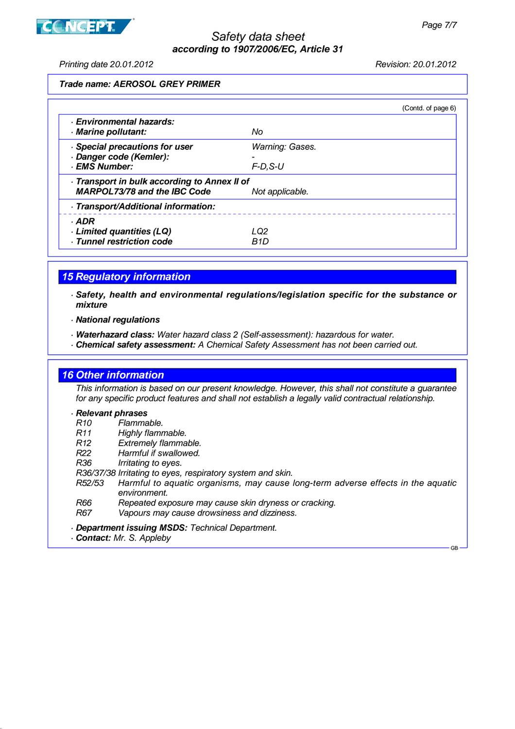# Safety data sheet
**according to 1907/2006/EC, Article 31**

Printing date 20.01.2012 | Revision: 20.01.2012

**Trade name: AEROSOL GREY PRIMER**

(Contd. of page 6)

| | |
|---|---|
| · **Environmental hazards:** | |
| · **Marine pollutant:** | No |
| · **Special precautions for user** | Warning: Gases. |
| · **Danger code (Kemler):** | - |
| · **EMS Number:** | F-D,S-U |
| · **Transport in bulk according to Annex II of MARPOL73/78 and the IBC Code** | Not applicable. |
| · **Transport/Additional information:** | |
| · **ADR** | |
| · **Limited quantities (LQ)** | LQ2 |
| · **Tunnel restriction code** | B1D |

## 15 Regulatory information

· **Safety, health and environmental regulations/legislation specific for the substance or mixture**

· **National regulations**

· **Waterhazard class:** Water hazard class 2 (Self-assessment): hazardous for water.
· **Chemical safety assessment:** A Chemical Safety Assessment has not been carried out.

## 16 Other information

This information is based on our present knowledge. However, this shall not constitute a guarantee for any specific product features and shall not establish a legally valid contractual relationship.

· **Relevant phrases**

R10 Flammable.
R11 Highly flammable.
R12 Extremely flammable.
R22 Harmful if swallowed.
R36 Irritating to eyes.
R36/37/38 Irritating to eyes, respiratory system and skin.
R52/53 Harmful to aquatic organisms, may cause long-term adverse effects in the aquatic environment.
R66 Repeated exposure may cause skin dryness or cracking.
R67 Vapours may cause drowsiness and dizziness.

· **Department issuing MSDS:** Technical Department.
· **Contact:** Mr. S. Appleby